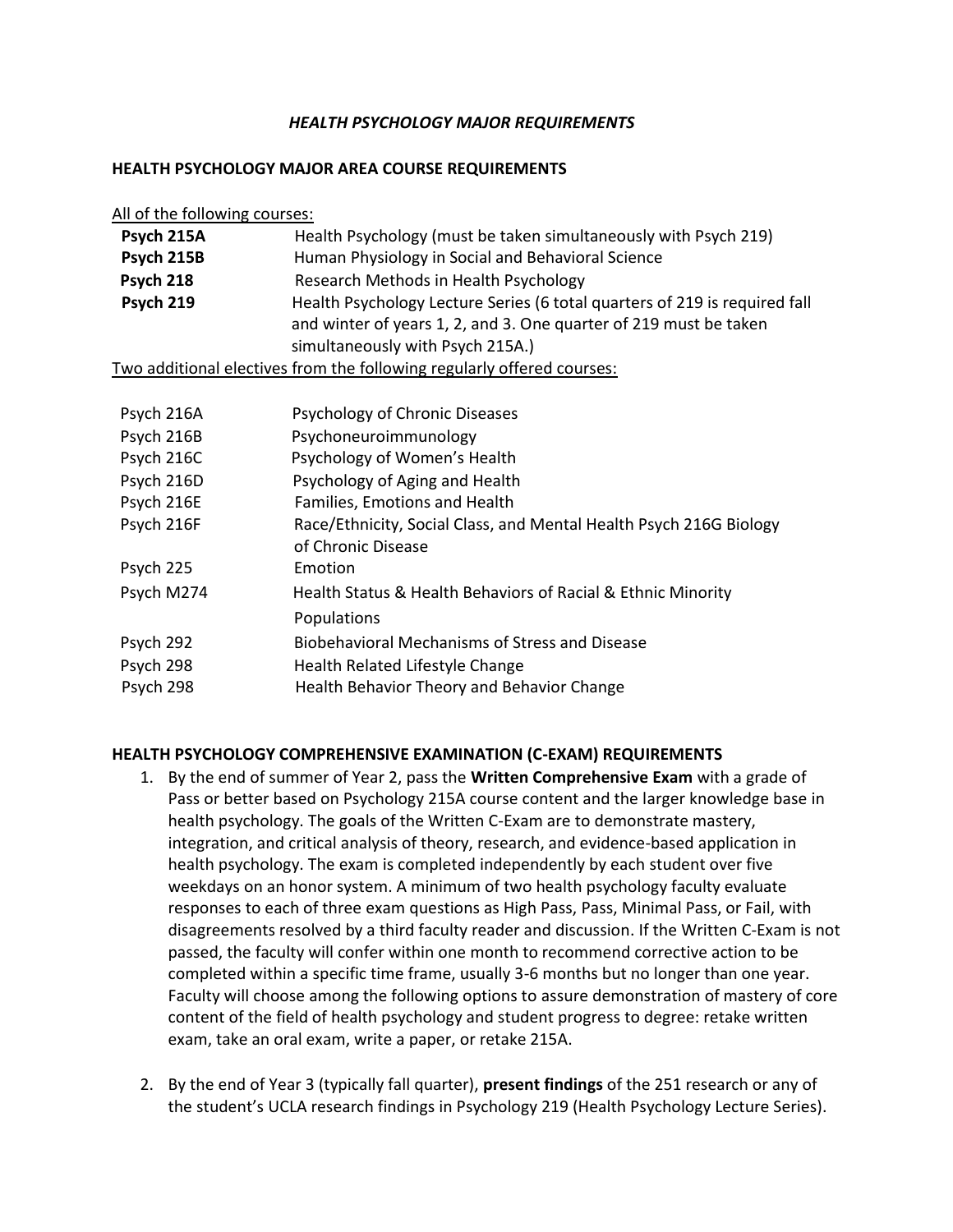# *HEALTH PSYCHOLOGY MAJOR REQUIREMENTS*

## HEALTH PSYCHOLOGY MAJOR AREA COURSE REQUIREMENTS

All of the following courses:

| | |
|---|---|
| **Psych 215A** | Health Psychology (must be taken simultaneously with Psych 219) |
| **Psych 215B** | Human Physiology in Social and Behavioral Science |
| **Psych 218** | Research Methods in Health Psychology |
| **Psych 219** | Health Psychology Lecture Series (6 total quarters of 219 is required fall and winter of years 1, 2, and 3. One quarter of 219 must be taken simultaneously with Psych 215A.) |

Two additional electives from the following regularly offered courses:

| | |
|---|---|
| Psych 216A | Psychology of Chronic Diseases |
| Psych 216B | Psychoneuroimmunology |
| Psych 216C | Psychology of Women's Health |
| Psych 216D | Psychology of Aging and Health |
| Psych 216E | Families, Emotions and Health |
| Psych 216F | Race/Ethnicity, Social Class, and Mental Health Psych 216G Biology of Chronic Disease |
| Psych 225 | Emotion |
| Psych M274 | Health Status & Health Behaviors of Racial & Ethnic Minority Populations |
| Psych 292 | Biobehavioral Mechanisms of Stress and Disease |
| Psych 298 | Health Related Lifestyle Change |
| Psych 298 | Health Behavior Theory and Behavior Change |

## HEALTH PSYCHOLOGY COMPREHENSIVE EXAMINATION (C-EXAM) REQUIREMENTS

1. By the end of summer of Year 2, pass the **Written Comprehensive Exam** with a grade of Pass or better based on Psychology 215A course content and the larger knowledge base in health psychology. The goals of the Written C-Exam are to demonstrate mastery, integration, and critical analysis of theory, research, and evidence-based application in health psychology. The exam is completed independently by each student over five weekdays on an honor system. A minimum of two health psychology faculty evaluate responses to each of three exam questions as High Pass, Pass, Minimal Pass, or Fail, with disagreements resolved by a third faculty reader and discussion. If the Written C-Exam is not passed, the faculty will confer within one month to recommend corrective action to be completed within a specific time frame, usually 3-6 months but no longer than one year. Faculty will choose among the following options to assure demonstration of mastery of core content of the field of health psychology and student progress to degree: retake written exam, take an oral exam, write a paper, or retake 215A.

2. By the end of Year 3 (typically fall quarter), **present findings** of the 251 research or any of the student's UCLA research findings in Psychology 219 (Health Psychology Lecture Series).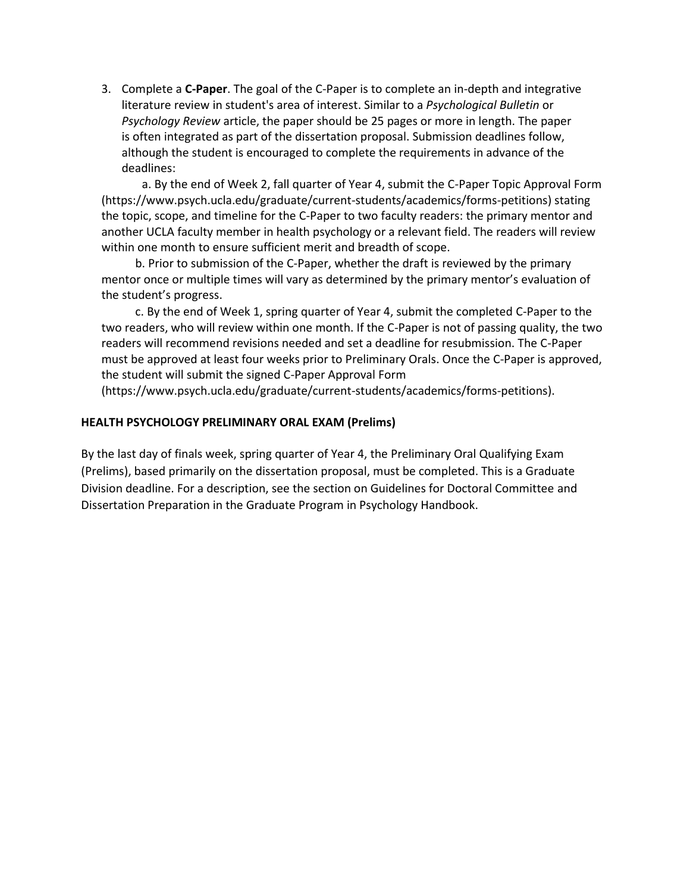3. Complete a **C-Paper**. The goal of the C-Paper is to complete an in-depth and integrative literature review in student's area of interest. Similar to a *Psychological Bulletin* or *Psychology Review* article, the paper should be 25 pages or more in length. The paper is often integrated as part of the dissertation proposal. Submission deadlines follow, although the student is encouraged to complete the requirements in advance of the deadlines:

   a. By the end of Week 2, fall quarter of Year 4, submit the C-Paper Topic Approval Form (https://www.psych.ucla.edu/graduate/current-students/academics/forms-petitions) stating the topic, scope, and timeline for the C-Paper to two faculty readers: the primary mentor and another UCLA faculty member in health psychology or a relevant field. The readers will review within one month to ensure sufficient merit and breadth of scope.

   b. Prior to submission of the C-Paper, whether the draft is reviewed by the primary mentor once or multiple times will vary as determined by the primary mentor's evaluation of the student's progress.

   c. By the end of Week 1, spring quarter of Year 4, submit the completed C-Paper to the two readers, who will review within one month. If the C-Paper is not of passing quality, the two readers will recommend revisions needed and set a deadline for resubmission. The C-Paper must be approved at least four weeks prior to Preliminary Orals. Once the C-Paper is approved, the student will submit the signed C-Paper Approval Form (https://www.psych.ucla.edu/graduate/current-students/academics/forms-petitions).

**HEALTH PSYCHOLOGY PRELIMINARY ORAL EXAM (Prelims)**

By the last day of finals week, spring quarter of Year 4, the Preliminary Oral Qualifying Exam (Prelims), based primarily on the dissertation proposal, must be completed. This is a Graduate Division deadline. For a description, see the section on Guidelines for Doctoral Committee and Dissertation Preparation in the Graduate Program in Psychology Handbook.